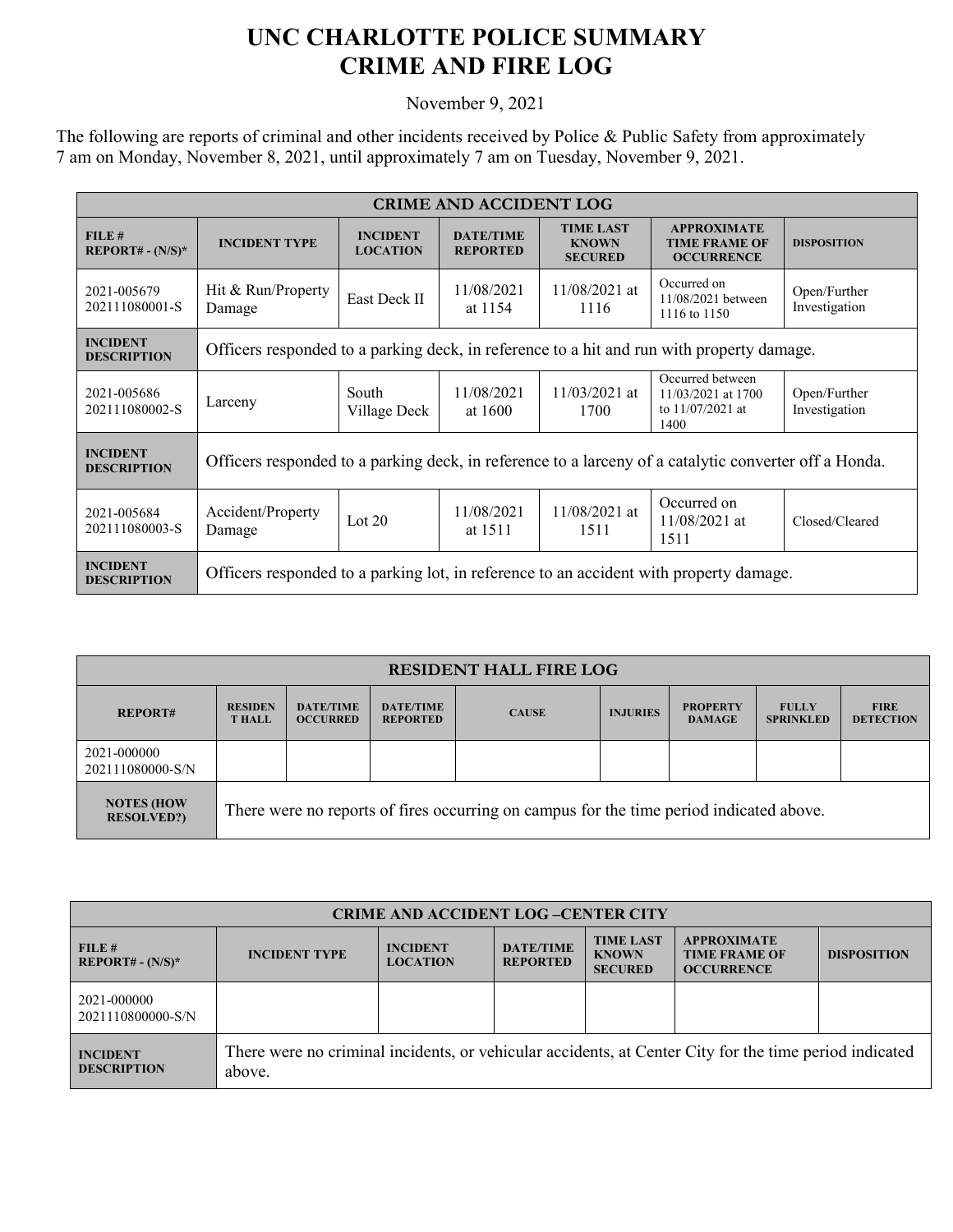# UNC CHARLOTTE POLICE SUMMARY
# CRIME AND FIRE LOG

November 9, 2021

The following are reports of criminal and other incidents received by Police & Public Safety from approximately 7 am on Monday, November 8, 2021, until approximately 7 am on Tuesday, November 9, 2021.

| CRIME AND ACCIDENT LOG | | | | | | |
|---|---|---|---|---|---|---|
| **FILE # REPORT# - (N/S)*** | **INCIDENT TYPE** | **INCIDENT LOCATION** | **DATE/TIME REPORTED** | **TIME LAST KNOWN SECURED** | **APPROXIMATE TIME FRAME OF OCCURRENCE** | **DISPOSITION** |
| 2021-005679 202111080001-S | Hit & Run/Property Damage | East Deck II | 11/08/2021 at 1154 | 11/08/2021 at 1116 | Occurred on 11/08/2021 between 1116 to 1150 | Open/Further Investigation |
| **INCIDENT DESCRIPTION** | Officers responded to a parking deck, in reference to a hit and run with property damage. | | | | | |
| 2021-005686 202111080002-S | Larceny | South Village Deck | 11/08/2021 at 1600 | 11/03/2021 at 1700 | Occurred between 11/03/2021 at 1700 to 11/07/2021 at 1400 | Open/Further Investigation |
| **INCIDENT DESCRIPTION** | Officers responded to a parking deck, in reference to a larceny of a catalytic converter off a Honda. | | | | | |
| 2021-005684 202111080003-S | Accident/Property Damage | Lot 20 | 11/08/2021 at 1511 | 11/08/2021 at 1511 | Occurred on 11/08/2021 at 1511 | Closed/Cleared |
| **INCIDENT DESCRIPTION** | Officers responded to a parking lot, in reference to an accident with property damage. | | | | | |

| RESIDENT HALL FIRE LOG | | | | | | | | |
|---|---|---|---|---|---|---|---|---|
| **REPORT#** | **RESIDENT HALL** | **DATE/TIME OCCURRED** | **DATE/TIME REPORTED** | **CAUSE** | **INJURIES** | **PROPERTY DAMAGE** | **FULLY SPRINKLED** | **FIRE DETECTION** |
| 2021-000000 202111080000-S/N | | | | | | | | |
| **NOTES (HOW RESOLVED?)** | There were no reports of fires occurring on campus for the time period indicated above. | | | | | | | |

| CRIME AND ACCIDENT LOG –CENTER CITY | | | | | | |
|---|---|---|---|---|---|---|
| **FILE # REPORT# - (N/S)*** | **INCIDENT TYPE** | **INCIDENT LOCATION** | **DATE/TIME REPORTED** | **TIME LAST KNOWN SECURED** | **APPROXIMATE TIME FRAME OF OCCURRENCE** | **DISPOSITION** |
| 2021-000000 2021110800000-S/N | | | | | | |
| **INCIDENT DESCRIPTION** | There were no criminal incidents, or vehicular accidents, at Center City for the time period indicated above. | | | | | |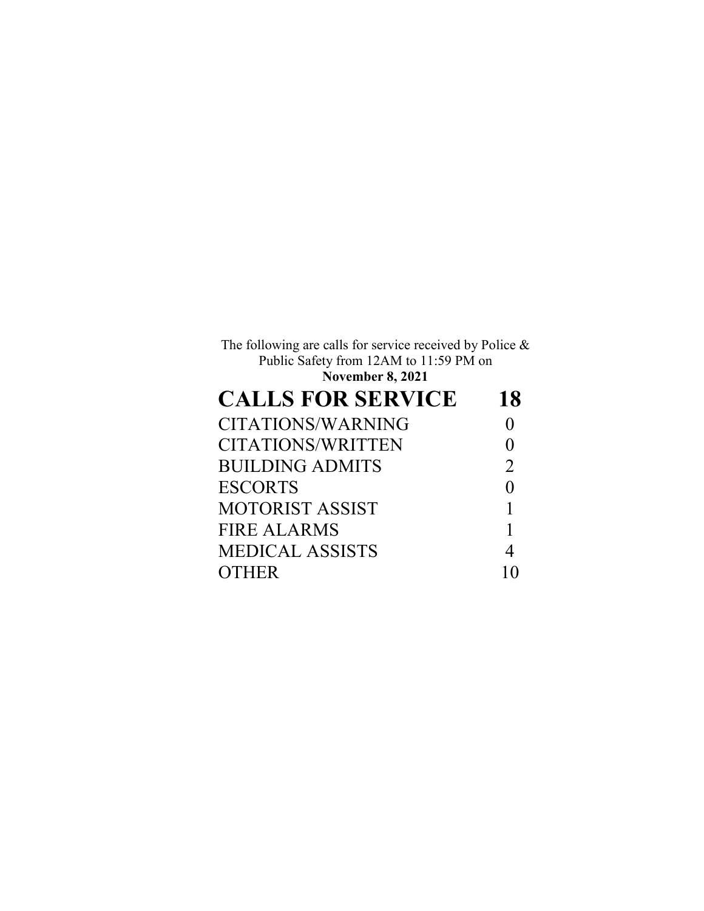The following are calls for service received by Police & Public Safety from 12AM to 11:59 PM on
**November 8, 2021**

| | |
|---|---|
| **CALLS FOR SERVICE** | **18** |
| CITATIONS/WARNING | 0 |
| CITATIONS/WRITTEN | 0 |
| BUILDING ADMITS | 2 |
| ESCORTS | 0 |
| MOTORIST ASSIST | 1 |
| FIRE ALARMS | 1 |
| MEDICAL ASSISTS | 4 |
| OTHER | 10 |